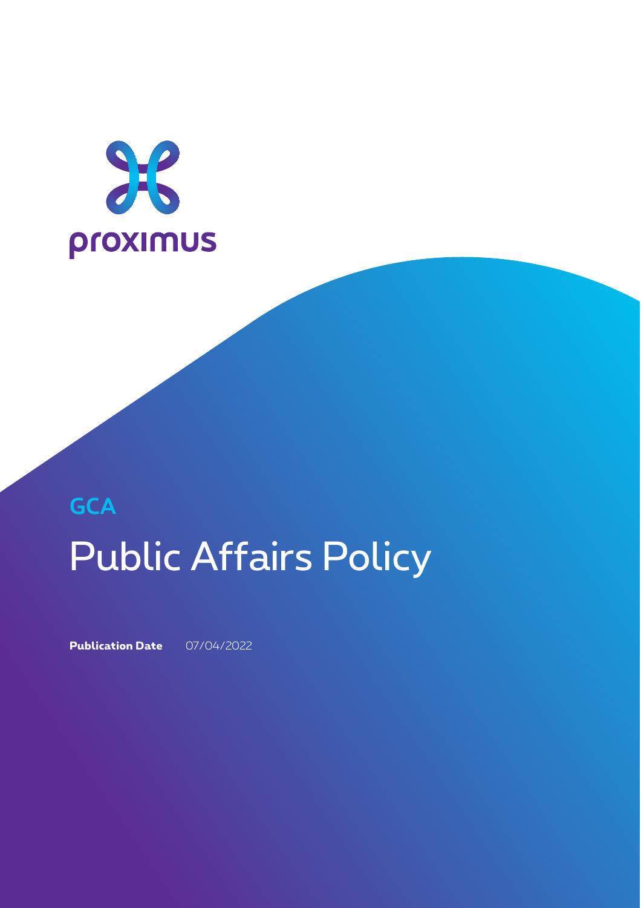proximus

GCA

# Public Affairs Policy

**Publication Date** 07/04/2022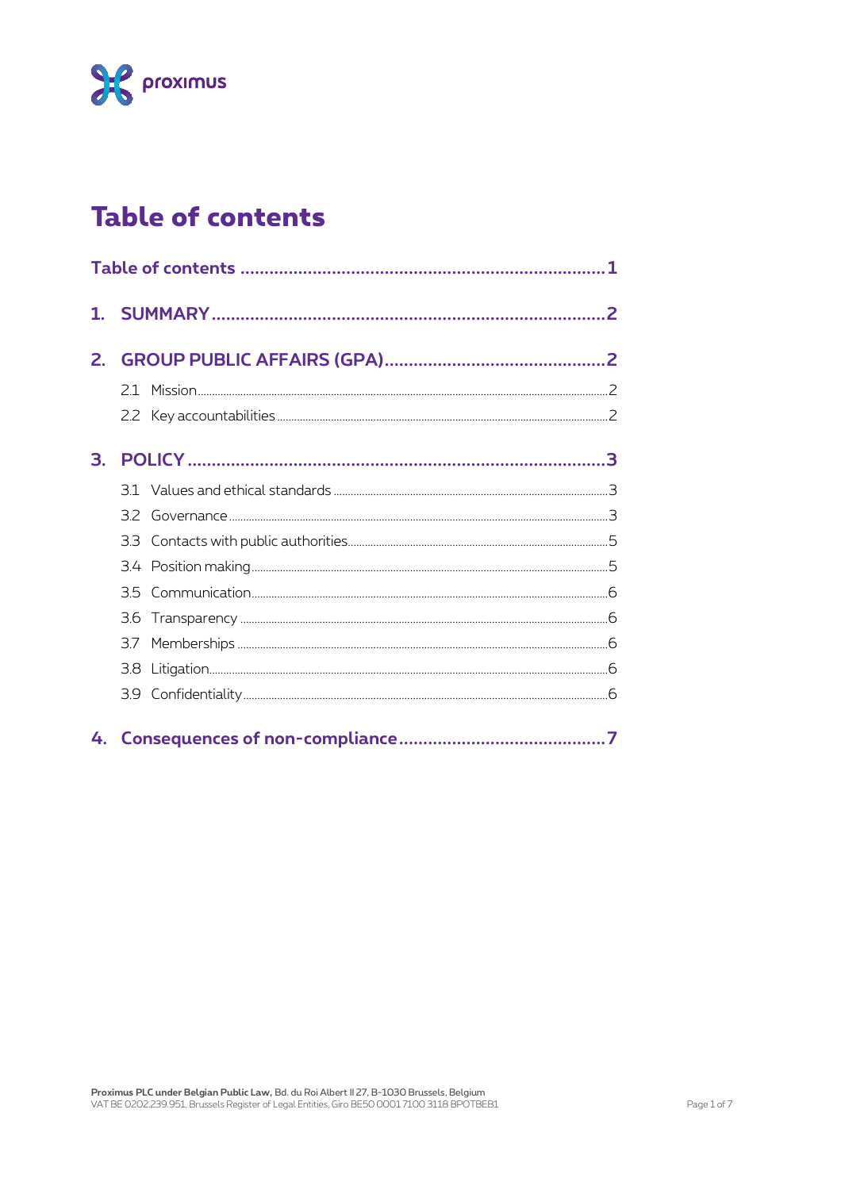# Table of contents

Table of contents ........................................................................ 1

1. SUMMARY ........................................................................ 2

2. GROUP PUBLIC AFFAIRS (GPA) ........................................................................ 2

   2.1 Mission ........................................................................ 2

   2.2 Key accountabilities ........................................................................ 2

3. POLICY ........................................................................ 3

   3.1 Values and ethical standards ........................................................................ 3

   3.2 Governance ........................................................................ 3

   3.3 Contacts with public authorities ........................................................................ 5

   3.4 Position making ........................................................................ 5

   3.5 Communication ........................................................................ 6

   3.6 Transparency ........................................................................ 6

   3.7 Memberships ........................................................................ 6

   3.8 Litigation ........................................................................ 6

   3.9 Confidentiality ........................................................................ 6

4. Consequences of non-compliance ........................................................................ 7

**Proximus PLC under Belgian Public Law,** Bd. du Roi Albert II 27, B-1030 Brussels, Belgium
VAT BE 0202.239.951, Brussels Register of Legal Entities, Giro BE50 0001 7100 3118 BPOTBEB1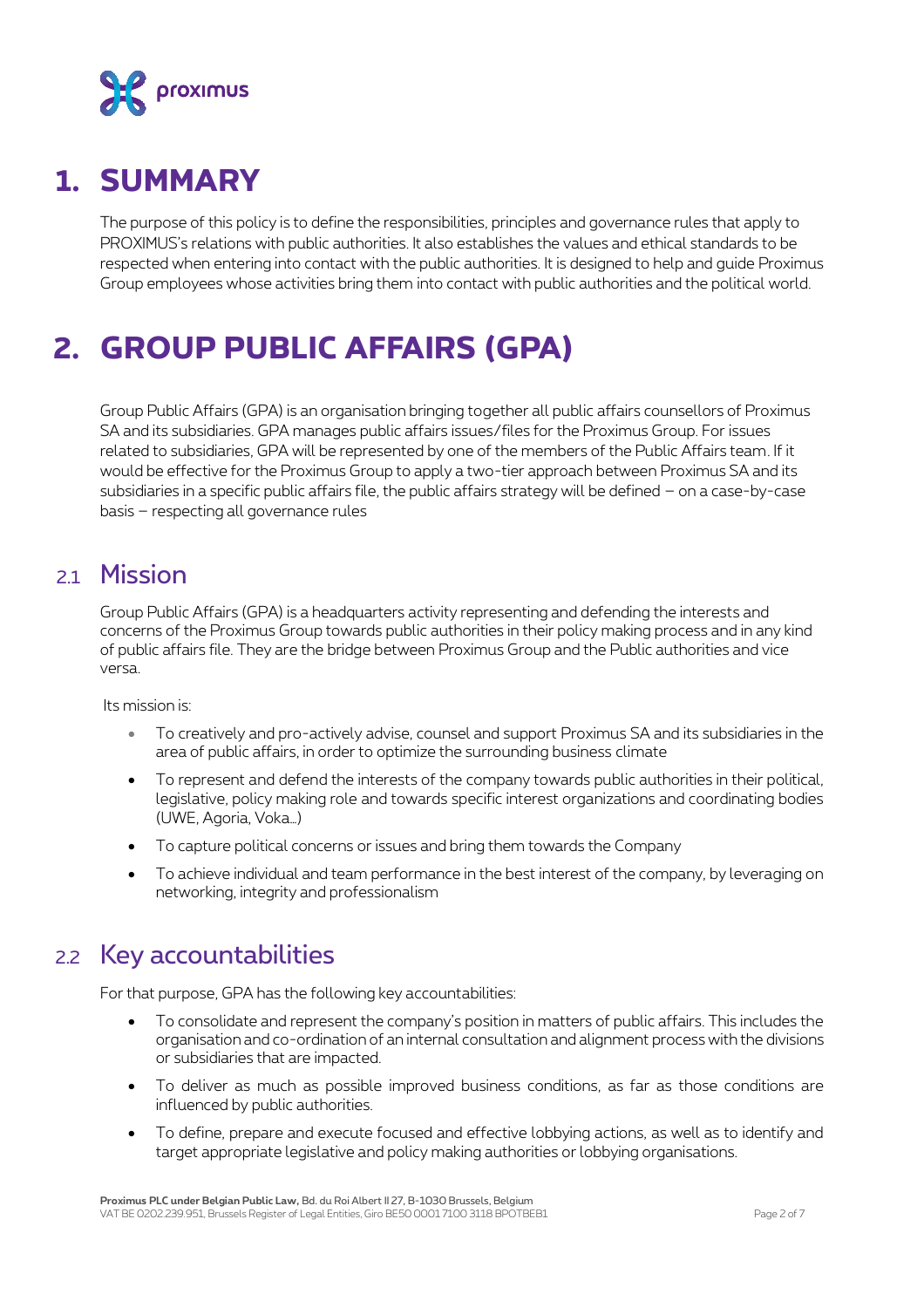# 1. SUMMARY

The purpose of this policy is to define the responsibilities, principles and governance rules that apply to PROXIMUS's relations with public authorities. It also establishes the values and ethical standards to be respected when entering into contact with the public authorities. It is designed to help and guide Proximus Group employees whose activities bring them into contact with public authorities and the political world.

# 2. GROUP PUBLIC AFFAIRS (GPA)

Group Public Affairs (GPA) is an organisation bringing together all public affairs counsellors of Proximus SA and its subsidiaries. GPA manages public affairs issues/files for the Proximus Group. For issues related to subsidiaries, GPA will be represented by one of the members of the Public Affairs team. If it would be effective for the Proximus Group to apply a two-tier approach between Proximus SA and its subsidiaries in a specific public affairs file, the public affairs strategy will be defined – on a case-by-case basis – respecting all governance rules

## 2.1 Mission

Group Public Affairs (GPA) is a headquarters activity representing and defending the interests and concerns of the Proximus Group towards public authorities in their policy making process and in any kind of public affairs file. They are the bridge between Proximus Group and the Public authorities and vice versa.

Its mission is:

- To creatively and pro-actively advise, counsel and support Proximus SA and its subsidiaries in the area of public affairs, in order to optimize the surrounding business climate
- To represent and defend the interests of the company towards public authorities in their political, legislative, policy making role and towards specific interest organizations and coordinating bodies (UWE, Agoria, Voka…)
- To capture political concerns or issues and bring them towards the Company
- To achieve individual and team performance in the best interest of the company, by leveraging on networking, integrity and professionalism

## 2.2 Key accountabilities

For that purpose, GPA has the following key accountabilities:

- To consolidate and represent the company's position in matters of public affairs. This includes the organisation and co-ordination of an internal consultation and alignment process with the divisions or subsidiaries that are impacted.
- To deliver as much as possible improved business conditions, as far as those conditions are influenced by public authorities.
- To define, prepare and execute focused and effective lobbying actions, as well as to identify and target appropriate legislative and policy making authorities or lobbying organisations.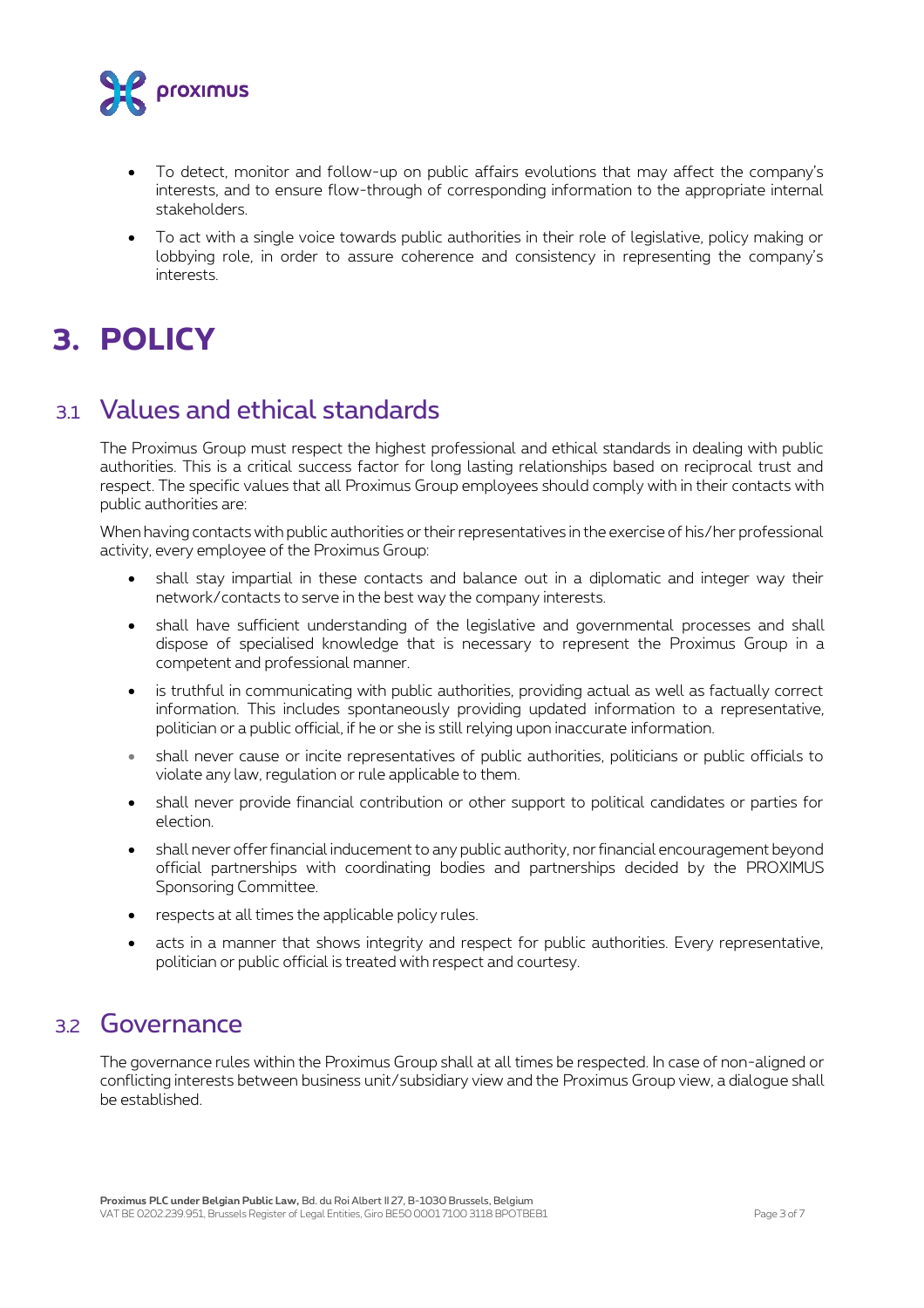- To detect, monitor and follow-up on public affairs evolutions that may affect the company's interests, and to ensure flow-through of corresponding information to the appropriate internal stakeholders.
- To act with a single voice towards public authorities in their role of legislative, policy making or lobbying role, in order to assure coherence and consistency in representing the company's interests.

# 3. POLICY

## 3.1 Values and ethical standards

The Proximus Group must respect the highest professional and ethical standards in dealing with public authorities. This is a critical success factor for long lasting relationships based on reciprocal trust and respect. The specific values that all Proximus Group employees should comply with in their contacts with public authorities are:

When having contacts with public authorities or their representatives in the exercise of his/her professional activity, every employee of the Proximus Group:

- shall stay impartial in these contacts and balance out in a diplomatic and integer way their network/contacts to serve in the best way the company interests.
- shall have sufficient understanding of the legislative and governmental processes and shall dispose of specialised knowledge that is necessary to represent the Proximus Group in a competent and professional manner.
- is truthful in communicating with public authorities, providing actual as well as factually correct information. This includes spontaneously providing updated information to a representative, politician or a public official, if he or she is still relying upon inaccurate information.
- shall never cause or incite representatives of public authorities, politicians or public officials to violate any law, regulation or rule applicable to them.
- shall never provide financial contribution or other support to political candidates or parties for election.
- shall never offer financial inducement to any public authority, nor financial encouragement beyond official partnerships with coordinating bodies and partnerships decided by the PROXIMUS Sponsoring Committee.
- respects at all times the applicable policy rules.
- acts in a manner that shows integrity and respect for public authorities. Every representative, politician or public official is treated with respect and courtesy.

## 3.2 Governance

The governance rules within the Proximus Group shall at all times be respected. In case of non-aligned or conflicting interests between business unit/subsidiary view and the Proximus Group view, a dialogue shall be established.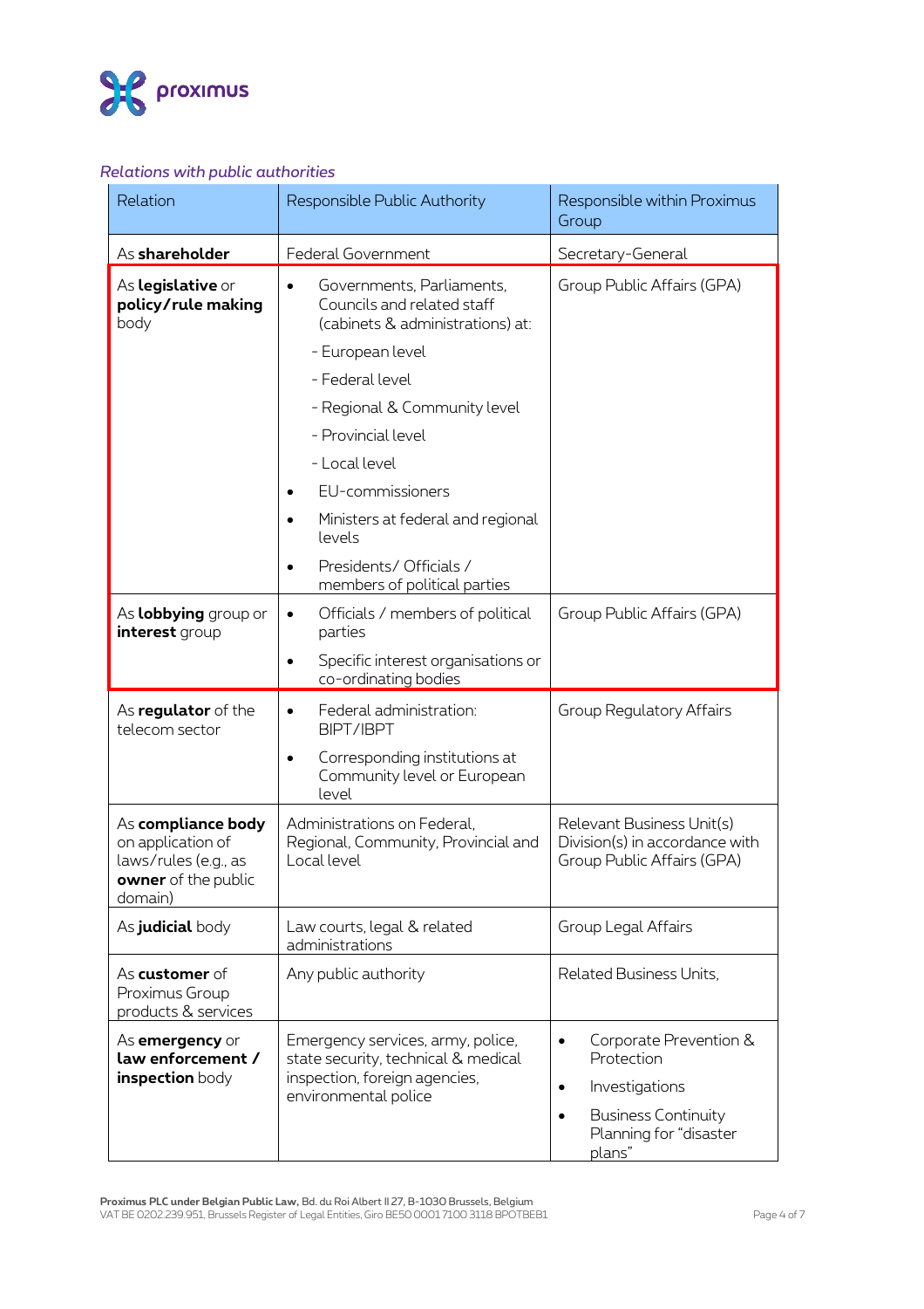*Relations with public authorities*

| Relation | Responsible Public Authority | Responsible within Proximus Group |
| --- | --- | --- |
| As **shareholder** | Federal Government | Secretary-General |
| As **legislative** or **policy/rule making** body | • Governments, Parliaments, Councils and related staff (cabinets & administrations) at:<br>- European level<br>- Federal level<br>- Regional & Community level<br>- Provincial level<br>- Local level<br>• EU-commissioners<br>• Ministers at federal and regional levels<br>• Presidents/ Officials / members of political parties | Group Public Affairs (GPA) |
| As **lobbying** group or **interest** group | • Officials / members of political parties<br>• Specific interest organisations or co-ordinating bodies | Group Public Affairs (GPA) |
| As **regulator** of the telecom sector | • Federal administration: BIPT/IBPT<br>• Corresponding institutions at Community level or European level | Group Regulatory Affairs |
| As **compliance body** on application of laws/rules (e.g., as **owner** of the public domain) | Administrations on Federal, Regional, Community, Provincial and Local level | Relevant Business Unit(s) Division(s) in accordance with Group Public Affairs (GPA) |
| As **judicial** body | Law courts, legal & related administrations | Group Legal Affairs |
| As **customer** of Proximus Group products & services | Any public authority | Related Business Units, |
| As **emergency** or **law enforcement / inspection** body | Emergency services, army, police, state security, technical & medical inspection, foreign agencies, environmental police | • Corporate Prevention & Protection<br>• Investigations<br>• Business Continuity Planning for "disaster plans" |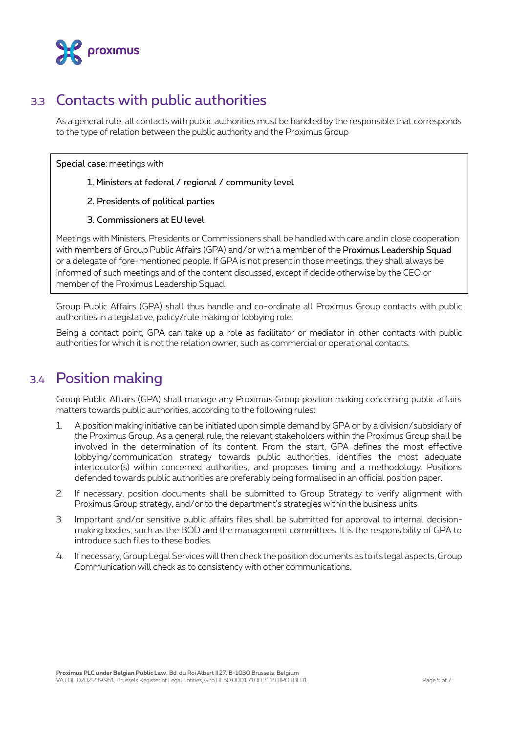## 3.3 Contacts with public authorities

As a general rule, all contacts with public authorities must be handled by the responsible that corresponds to the type of relation between the public authority and the Proximus Group

**Special case**: meetings with

1. Ministers at federal / regional / community level
2. Presidents of political parties
3. Commissioners at EU level

Meetings with Ministers, Presidents or Commissioners shall be handled with care and in close cooperation with members of Group Public Affairs (GPA) and/or with a member of the Proximus Leadership Squad or a delegate of fore-mentioned people. If GPA is not present in those meetings, they shall always be informed of such meetings and of the content discussed, except if decide otherwise by the CEO or member of the Proximus Leadership Squad.

Group Public Affairs (GPA) shall thus handle and co-ordinate all Proximus Group contacts with public authorities in a legislative, policy/rule making or lobbying role.

Being a contact point, GPA can take up a role as facilitator or mediator in other contacts with public authorities for which it is not the relation owner, such as commercial or operational contacts.

## 3.4 Position making

Group Public Affairs (GPA) shall manage any Proximus Group position making concerning public affairs matters towards public authorities, according to the following rules:

1. A position making initiative can be initiated upon simple demand by GPA or by a division/subsidiary of the Proximus Group. As a general rule, the relevant stakeholders within the Proximus Group shall be involved in the determination of its content. From the start, GPA defines the most effective lobbying/communication strategy towards public authorities, identifies the most adequate interlocutor(s) within concerned authorities, and proposes timing and a methodology. Positions defended towards public authorities are preferably being formalised in an official position paper.
2. If necessary, position documents shall be submitted to Group Strategy to verify alignment with Proximus Group strategy, and/or to the department's strategies within the business units.
3. Important and/or sensitive public affairs files shall be submitted for approval to internal decision-making bodies, such as the BOD and the management committees. It is the responsibility of GPA to introduce such files to these bodies.
4. If necessary, Group Legal Services will then check the position documents as to its legal aspects, Group Communication will check as to consistency with other communications.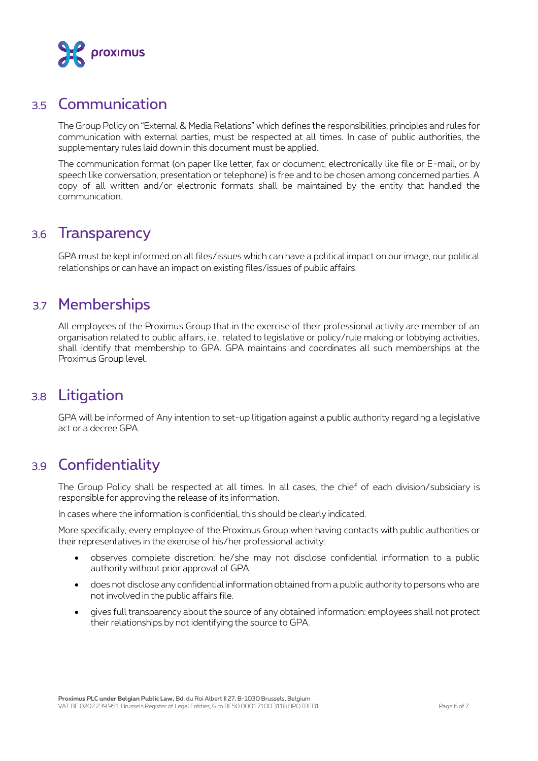## 3.5 Communication

The Group Policy on "External & Media Relations" which defines the responsibilities, principles and rules for communication with external parties, must be respected at all times. In case of public authorities, the supplementary rules laid down in this document must be applied.

The communication format (on paper like letter, fax or document, electronically like file or E-mail, or by speech like conversation, presentation or telephone) is free and to be chosen among concerned parties. A copy of all written and/or electronic formats shall be maintained by the entity that handled the communication.

## 3.6 Transparency

GPA must be kept informed on all files/issues which can have a political impact on our image, our political relationships or can have an impact on existing files/issues of public affairs.

## 3.7 Memberships

All employees of the Proximus Group that in the exercise of their professional activity are member of an organisation related to public affairs, i.e., related to legislative or policy/rule making or lobbying activities, shall identify that membership to GPA. GPA maintains and coordinates all such memberships at the Proximus Group level.

## 3.8 Litigation

GPA will be informed of Any intention to set-up litigation against a public authority regarding a legislative act or a decree GPA.

## 3.9 Confidentiality

The Group Policy shall be respected at all times. In all cases, the chief of each division/subsidiary is responsible for approving the release of its information.

In cases where the information is confidential, this should be clearly indicated.

More specifically, every employee of the Proximus Group when having contacts with public authorities or their representatives in the exercise of his/her professional activity:

- observes complete discretion: he/she may not disclose confidential information to a public authority without prior approval of GPA.
- does not disclose any confidential information obtained from a public authority to persons who are not involved in the public affairs file.
- gives full transparency about the source of any obtained information: employees shall not protect their relationships by not identifying the source to GPA.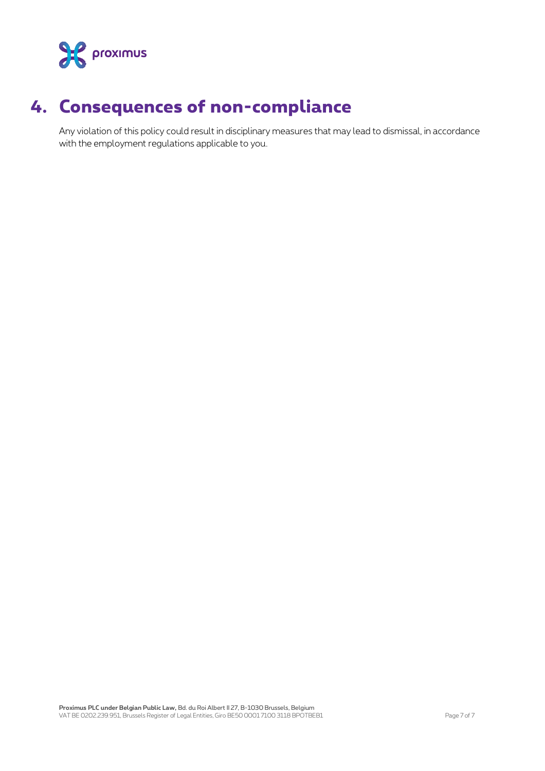## 4. Consequences of non-compliance

Any violation of this policy could result in disciplinary measures that may lead to dismissal, in accordance with the employment regulations applicable to you.